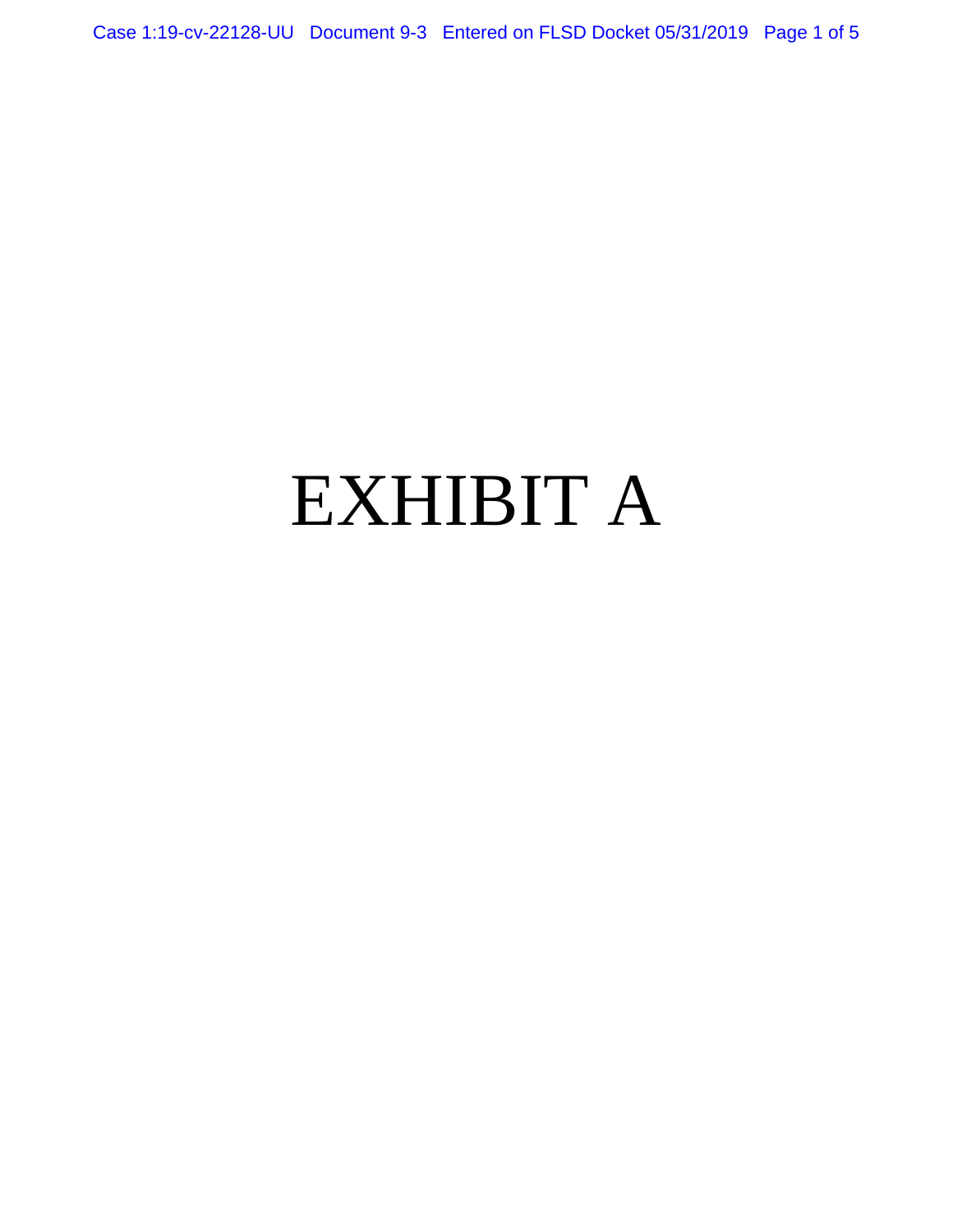# EXHIBIT A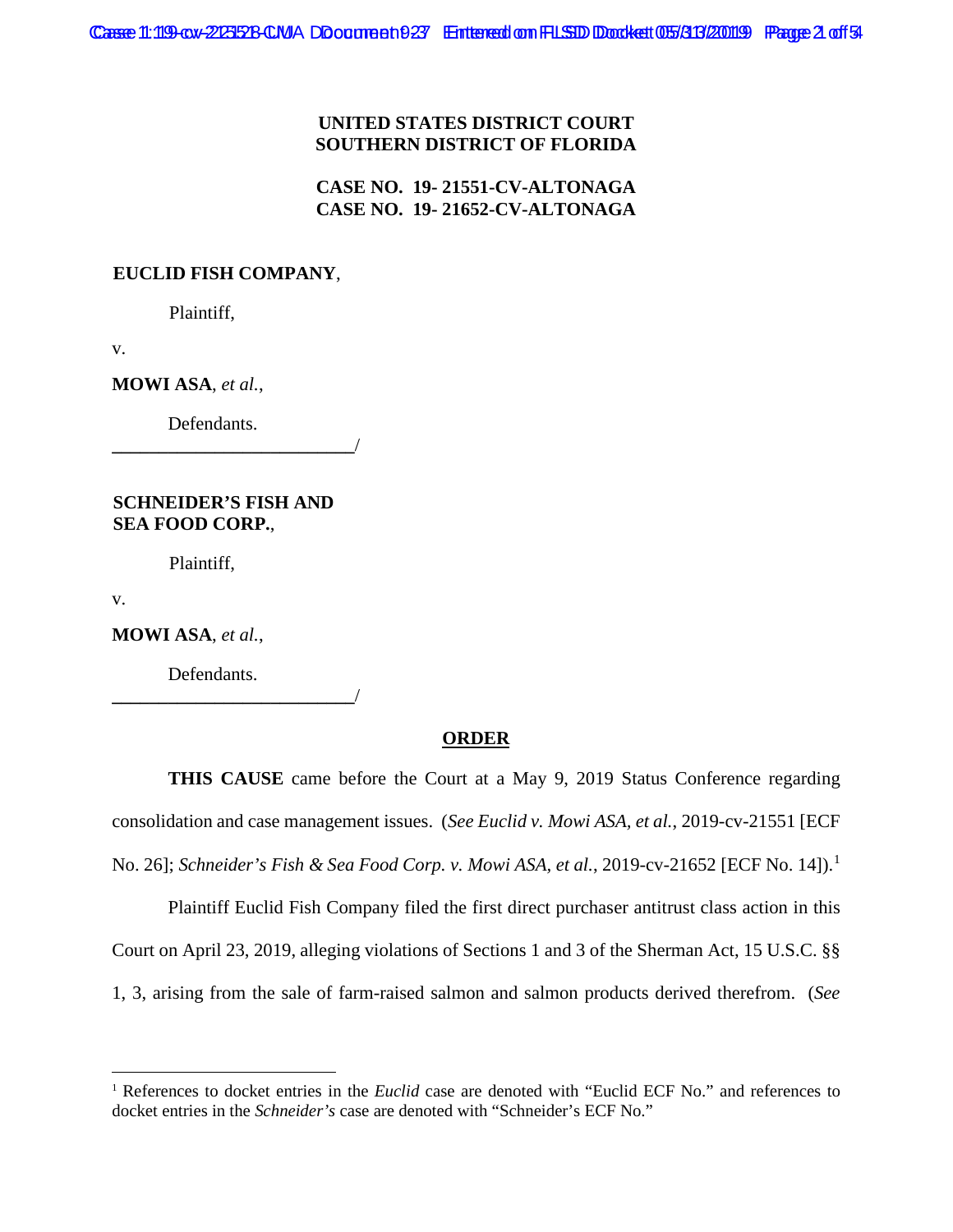**UNITED STATES DISTRICT COURT**
**SOUTHERN DISTRICT OF FLORIDA**

**CASE NO. 19- 21551-CV-ALTONAGA**
**CASE NO. 19- 21652-CV-ALTONAGA**

**EUCLID FISH COMPANY**,

Plaintiff,

v.

**MOWI ASA**, *et al.*,

Defendants.
_____________________________/

**SCHNEIDER'S FISH AND SEA FOOD CORP.**,

Plaintiff,

v.

**MOWI ASA**, *et al.*,

Defendants.
_____________________________/

**ORDER**

**THIS CAUSE** came before the Court at a May 9, 2019 Status Conference regarding consolidation and case management issues. (*See Euclid v. Mowi ASA, et al.*, 2019-cv-21551 [ECF No. 26]; *Schneider's Fish & Sea Food Corp. v. Mowi ASA, et al.*, 2019-cv-21652 [ECF No. 14]).[1]

Plaintiff Euclid Fish Company filed the first direct purchaser antitrust class action in this Court on April 23, 2019, alleging violations of Sections 1 and 3 of the Sherman Act, 15 U.S.C. §§ 1, 3, arising from the sale of farm-raised salmon and salmon products derived therefrom. (*See*

[1] References to docket entries in the *Euclid* case are denoted with "Euclid ECF No." and references to docket entries in the *Schneider's* case are denoted with "Schneider's ECF No."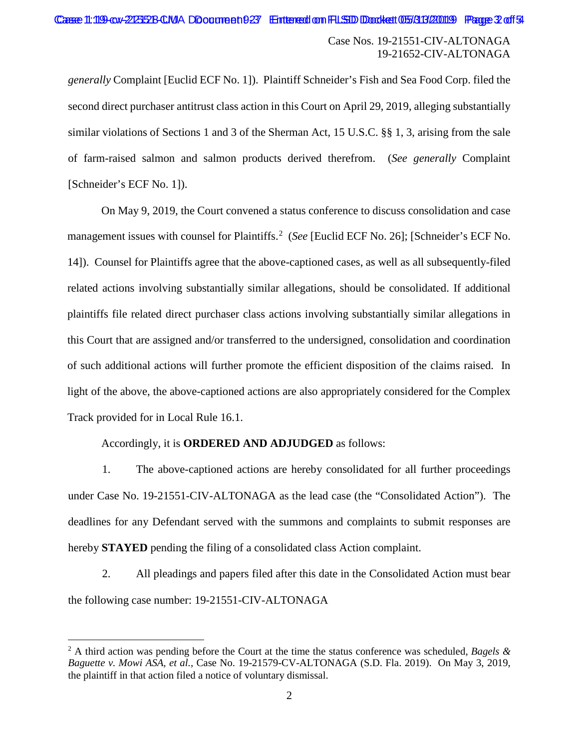*generally* Complaint [Euclid ECF No. 1]). Plaintiff Schneider's Fish and Sea Food Corp. filed the second direct purchaser antitrust class action in this Court on April 29, 2019, alleging substantially similar violations of Sections 1 and 3 of the Sherman Act, 15 U.S.C. §§ 1, 3, arising from the sale of farm-raised salmon and salmon products derived therefrom. (*See generally* Complaint [Schneider's ECF No. 1]).

On May 9, 2019, the Court convened a status conference to discuss consolidation and case management issues with counsel for Plaintiffs.[2] (*See* [Euclid ECF No. 26]; [Schneider's ECF No. 14]). Counsel for Plaintiffs agree that the above-captioned cases, as well as all subsequently-filed related actions involving substantially similar allegations, should be consolidated. If additional plaintiffs file related direct purchaser class actions involving substantially similar allegations in this Court that are assigned and/or transferred to the undersigned, consolidation and coordination of such additional actions will further promote the efficient disposition of the claims raised. In light of the above, the above-captioned actions are also appropriately considered for the Complex Track provided for in Local Rule 16.1.

Accordingly, it is **ORDERED AND ADJUDGED** as follows:

1. The above-captioned actions are hereby consolidated for all further proceedings under Case No. 19-21551-CIV-ALTONAGA as the lead case (the "Consolidated Action"). The deadlines for any Defendant served with the summons and complaints to submit responses are hereby **STAYED** pending the filing of a consolidated class Action complaint.

2. All pleadings and papers filed after this date in the Consolidated Action must bear the following case number: 19-21551-CIV-ALTONAGA

---

[2] A third action was pending before the Court at the time the status conference was scheduled, *Bagels & Baguette v. Mowi ASA, et al.*, Case No. 19-21579-CV-ALTONAGA (S.D. Fla. 2019). On May 3, 2019, the plaintiff in that action filed a notice of voluntary dismissal.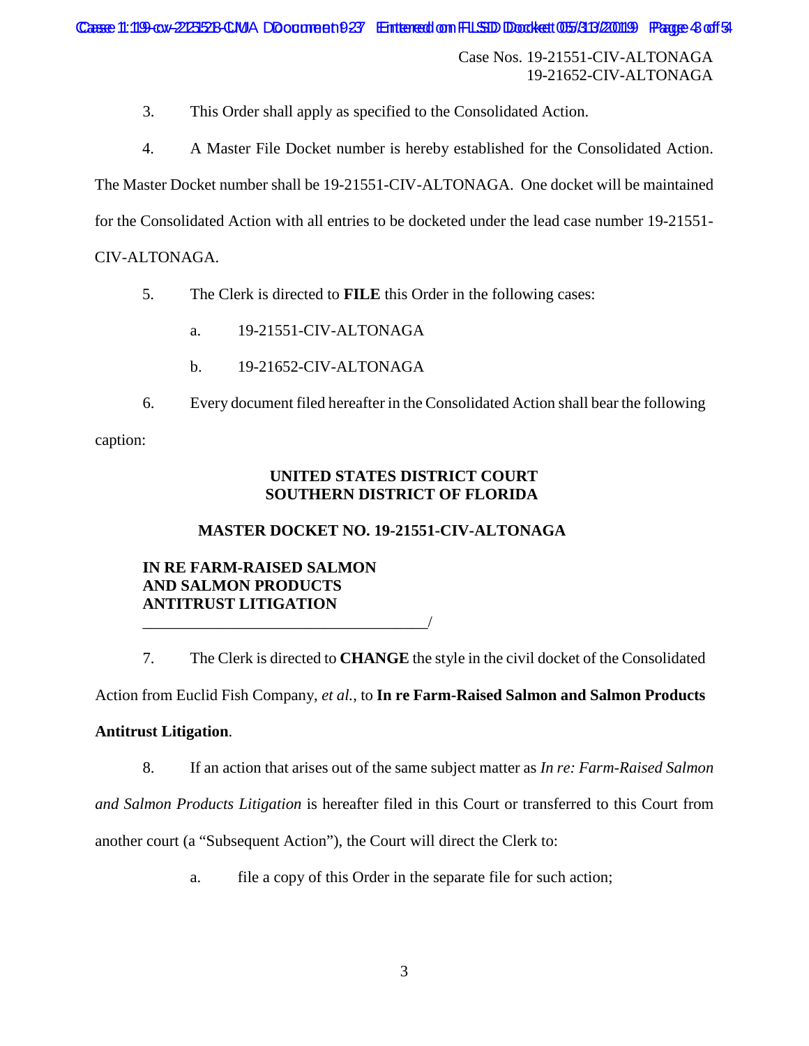Case Nos. 19-21551-CIV-ALTONAGA
19-21652-CIV-ALTONAGA

3. This Order shall apply as specified to the Consolidated Action.

4. A Master File Docket number is hereby established for the Consolidated Action. The Master Docket number shall be 19-21551-CIV-ALTONAGA. One docket will be maintained for the Consolidated Action with all entries to be docketed under the lead case number 19-21551-CIV-ALTONAGA.

5. The Clerk is directed to **FILE** this Order in the following cases:

   a. 19-21551-CIV-ALTONAGA

   b. 19-21652-CIV-ALTONAGA

6. Every document filed hereafter in the Consolidated Action shall bear the following caption:

**UNITED STATES DISTRICT COURT**
**SOUTHERN DISTRICT OF FLORIDA**

**MASTER DOCKET NO. 19-21551-CIV-ALTONAGA**

**IN RE FARM-RAISED SALMON**
**AND SALMON PRODUCTS**
**ANTITRUST LITIGATION**
___________________________________/

7. The Clerk is directed to **CHANGE** the style in the civil docket of the Consolidated Action from Euclid Fish Company, *et al.*, to **In re Farm-Raised Salmon and Salmon Products Antitrust Litigation**.

8. If an action that arises out of the same subject matter as *In re: Farm-Raised Salmon and Salmon Products Litigation* is hereafter filed in this Court or transferred to this Court from another court (a "Subsequent Action"), the Court will direct the Clerk to:

   a. file a copy of this Order in the separate file for such action;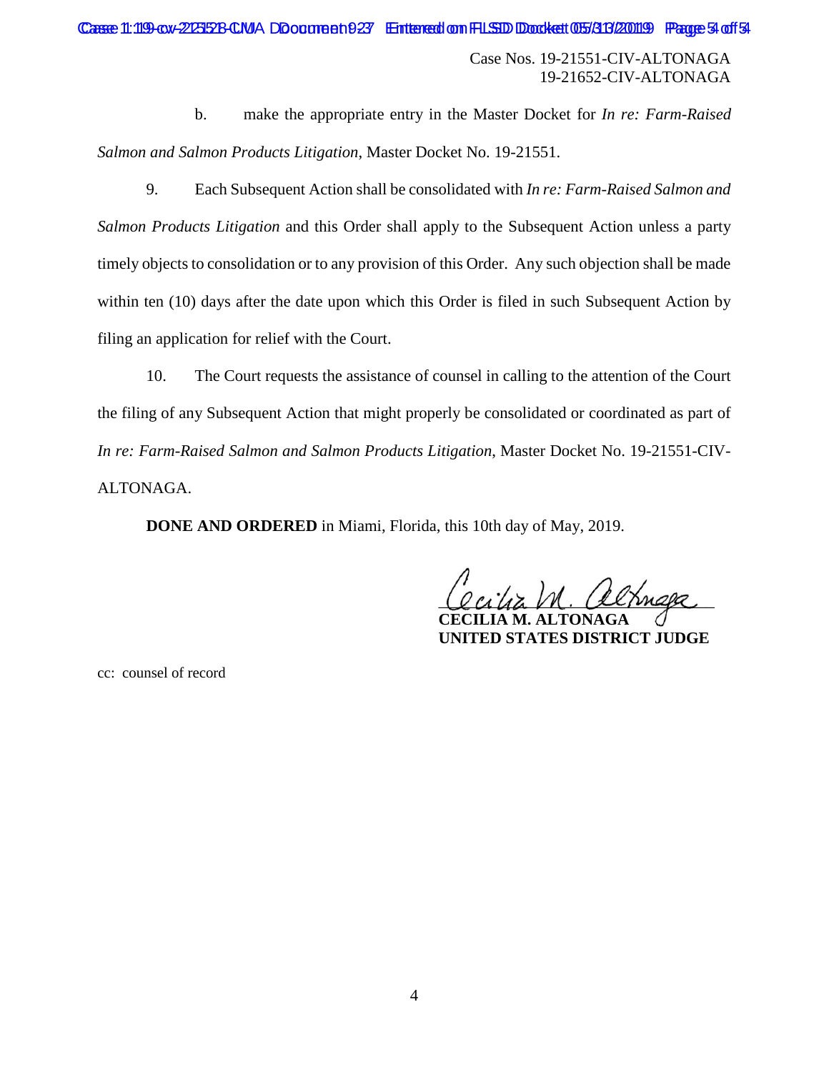Case Nos. 19-21551-CIV-ALTONAGA
19-21652-CIV-ALTONAGA

b. make the appropriate entry in the Master Docket for *In re: Farm-Raised Salmon and Salmon Products Litigation*, Master Docket No. 19-21551.

9. Each Subsequent Action shall be consolidated with *In re: Farm-Raised Salmon and Salmon Products Litigation* and this Order shall apply to the Subsequent Action unless a party timely objects to consolidation or to any provision of this Order. Any such objection shall be made within ten (10) days after the date upon which this Order is filed in such Subsequent Action by filing an application for relief with the Court.

10. The Court requests the assistance of counsel in calling to the attention of the Court the filing of any Subsequent Action that might properly be consolidated or coordinated as part of *In re: Farm-Raised Salmon and Salmon Products Litigation*, Master Docket No. 19-21551-CIV-ALTONAGA.

**DONE AND ORDERED** in Miami, Florida, this 10th day of May, 2019.

**CECILIA M. ALTONAGA**
**UNITED STATES DISTRICT JUDGE**

cc: counsel of record